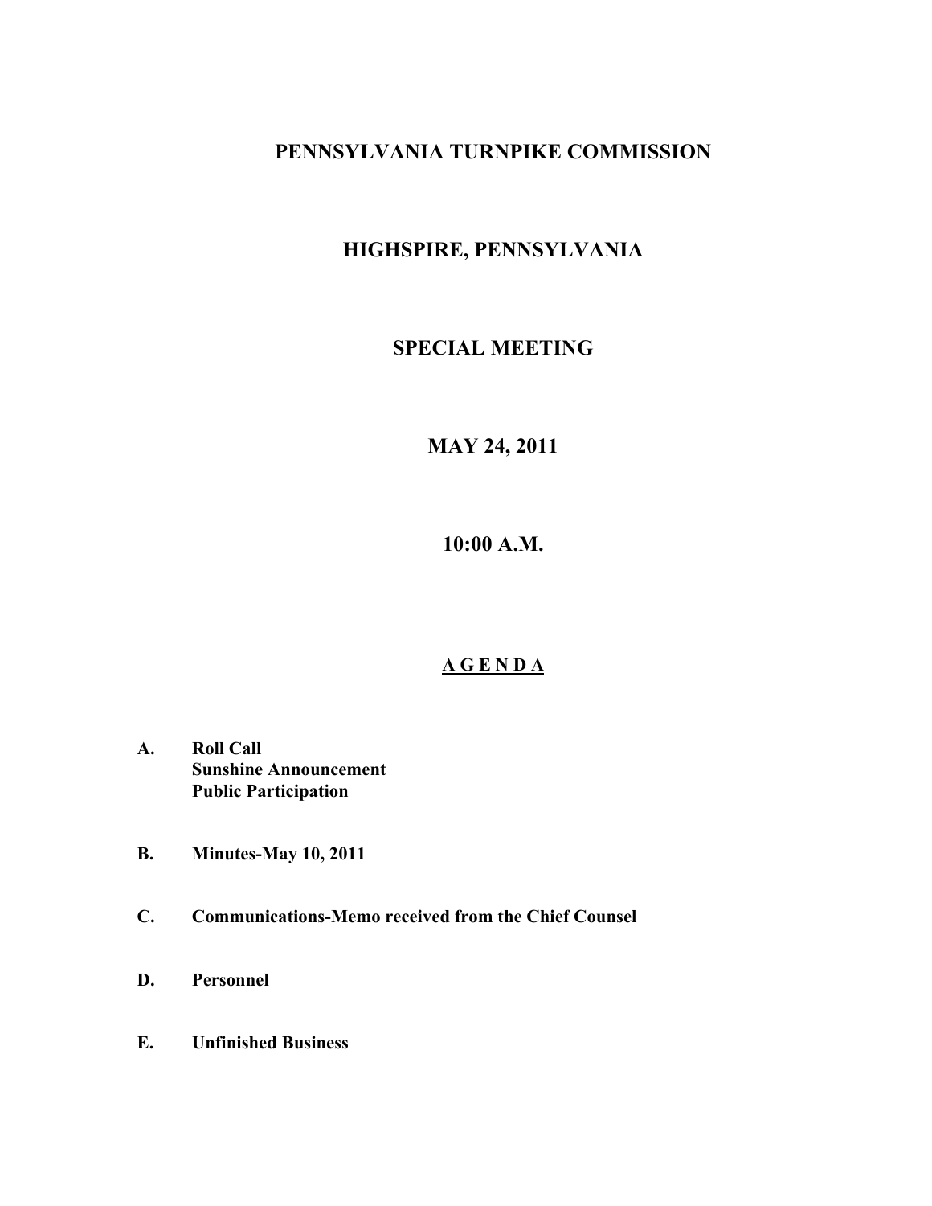# PENNSYLVANIA TURNPIKE COMMISSION

## HIGHSPIRE, PENNSYLVANIA

## SPECIAL MEETING

## MAY 24, 2011

## 10:00 A.M.

## A G E N D A

**A.** **Roll Call**
**Sunshine Announcement**
**Public Participation**

**B.** **Minutes-May 10, 2011**

**C.** **Communications-Memo received from the Chief Counsel**

**D.** **Personnel**

**E.** **Unfinished Business**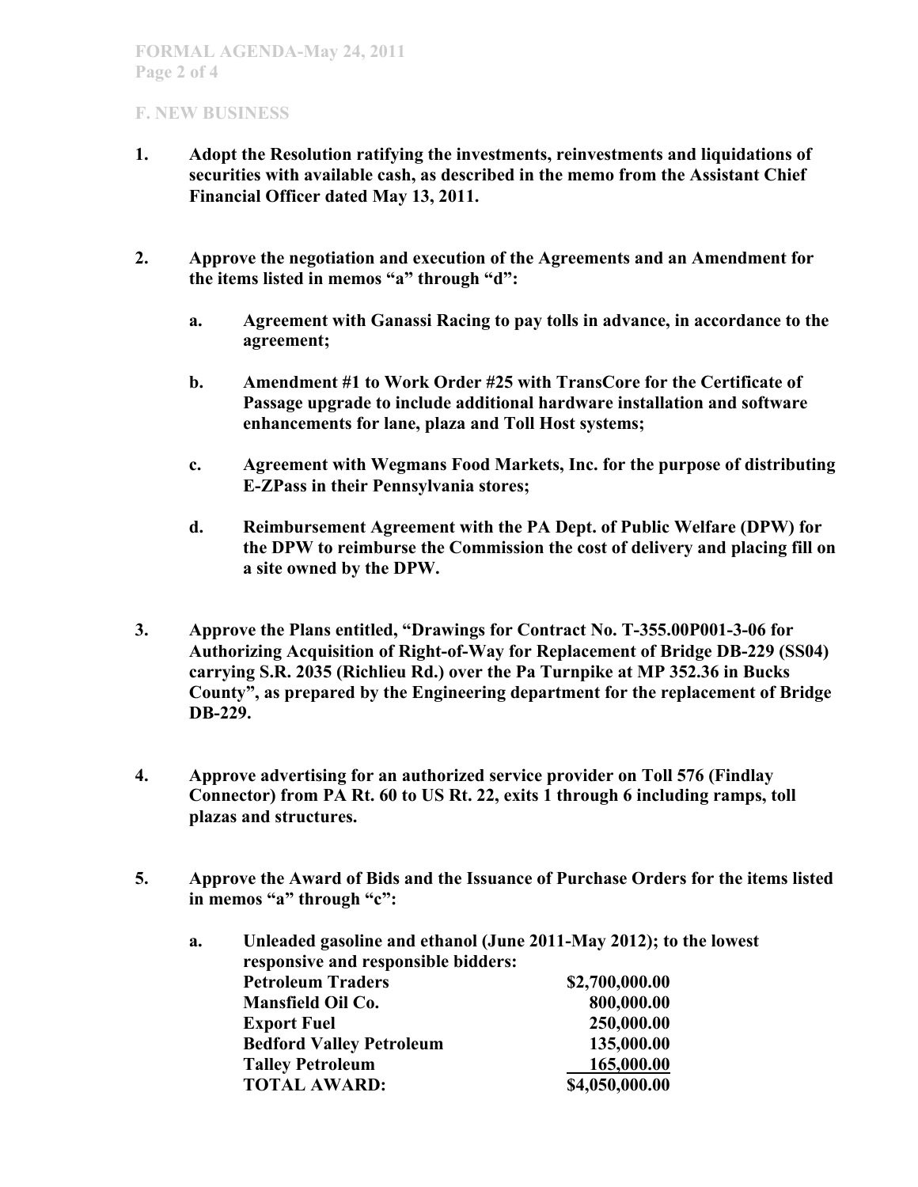## F. NEW BUSINESS

1. **Adopt the Resolution ratifying the investments, reinvestments and liquidations of securities with available cash, as described in the memo from the Assistant Chief Financial Officer dated May 13, 2011.**

2. **Approve the negotiation and execution of the Agreements and an Amendment for the items listed in memos "a" through "d":**

   a. **Agreement with Ganassi Racing to pay tolls in advance, in accordance to the agreement;**

   b. **Amendment #1 to Work Order #25 with TransCore for the Certificate of Passage upgrade to include additional hardware installation and software enhancements for lane, plaza and Toll Host systems;**

   c. **Agreement with Wegmans Food Markets, Inc. for the purpose of distributing E-ZPass in their Pennsylvania stores;**

   d. **Reimbursement Agreement with the PA Dept. of Public Welfare (DPW) for the DPW to reimburse the Commission the cost of delivery and placing fill on a site owned by the DPW.**

3. **Approve the Plans entitled, "Drawings for Contract No. T-355.00P001-3-06 for Authorizing Acquisition of Right-of-Way for Replacement of Bridge DB-229 (SS04) carrying S.R. 2035 (Richlieu Rd.) over the Pa Turnpike at MP 352.36 in Bucks County", as prepared by the Engineering department for the replacement of Bridge DB-229.**

4. **Approve advertising for an authorized service provider on Toll 576 (Findlay Connector) from PA Rt. 60 to US Rt. 22, exits 1 through 6 including ramps, toll plazas and structures.**

5. **Approve the Award of Bids and the Issuance of Purchase Orders for the items listed in memos "a" through "c":**

   a. **Unleaded gasoline and ethanol (June 2011-May 2012); to the lowest responsive and responsible bidders:**

| | |
|---|---|
| **Petroleum Traders** | **$2,700,000.00** |
| **Mansfield Oil Co.** | **800,000.00** |
| **Export Fuel** | **250,000.00** |
| **Bedford Valley Petroleum** | **135,000.00** |
| **Talley Petroleum** | **165,000.00** |
| **TOTAL AWARD:** | **$4,050,000.00** |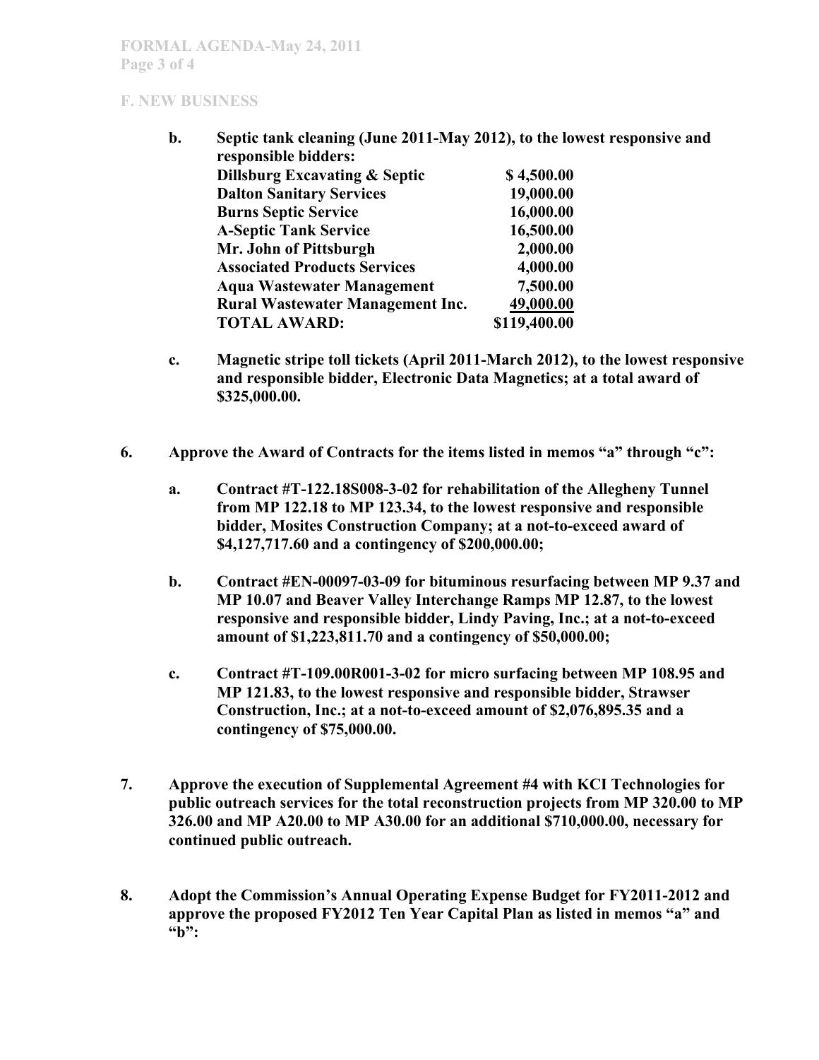**F. NEW BUSINESS**

b. **Septic tank cleaning (June 2011-May 2012), to the lowest responsive and responsible bidders:**

| | |
|---|---|
| **Dillsburg Excavating & Septic** | **$ 4,500.00** |
| **Dalton Sanitary Services** | **19,000.00** |
| **Burns Septic Service** | **16,000.00** |
| **A-Septic Tank Service** | **16,500.00** |
| **Mr. John of Pittsburgh** | **2,000.00** |
| **Associated Products Services** | **4,000.00** |
| **Aqua Wastewater Management** | **7,500.00** |
| **Rural Wastewater Management Inc.** | **49,000.00** |
| **TOTAL AWARD:** | **$119,400.00** |

c. **Magnetic stripe toll tickets (April 2011-March 2012), to the lowest responsive and responsible bidder, Electronic Data Magnetics; at a total award of $325,000.00.**

6. **Approve the Award of Contracts for the items listed in memos "a" through "c":**

   a. **Contract #T-122.18S008-3-02 for rehabilitation of the Allegheny Tunnel from MP 122.18 to MP 123.34, to the lowest responsive and responsible bidder, Mosites Construction Company; at a not-to-exceed award of $4,127,717.60 and a contingency of $200,000.00;**

   b. **Contract #EN-00097-03-09 for bituminous resurfacing between MP 9.37 and MP 10.07 and Beaver Valley Interchange Ramps MP 12.87, to the lowest responsive and responsible bidder, Lindy Paving, Inc.; at a not-to-exceed amount of $1,223,811.70 and a contingency of $50,000.00;**

   c. **Contract #T-109.00R001-3-02 for micro surfacing between MP 108.95 and MP 121.83, to the lowest responsive and responsible bidder, Strawser Construction, Inc.; at a not-to-exceed amount of $2,076,895.35 and a contingency of $75,000.00.**

7. **Approve the execution of Supplemental Agreement #4 with KCI Technologies for public outreach services for the total reconstruction projects from MP 320.00 to MP 326.00 and MP A20.00 to MP A30.00 for an additional $710,000.00, necessary for continued public outreach.**

8. **Adopt the Commission's Annual Operating Expense Budget for FY2011-2012 and approve the proposed FY2012 Ten Year Capital Plan as listed in memos "a" and "b":**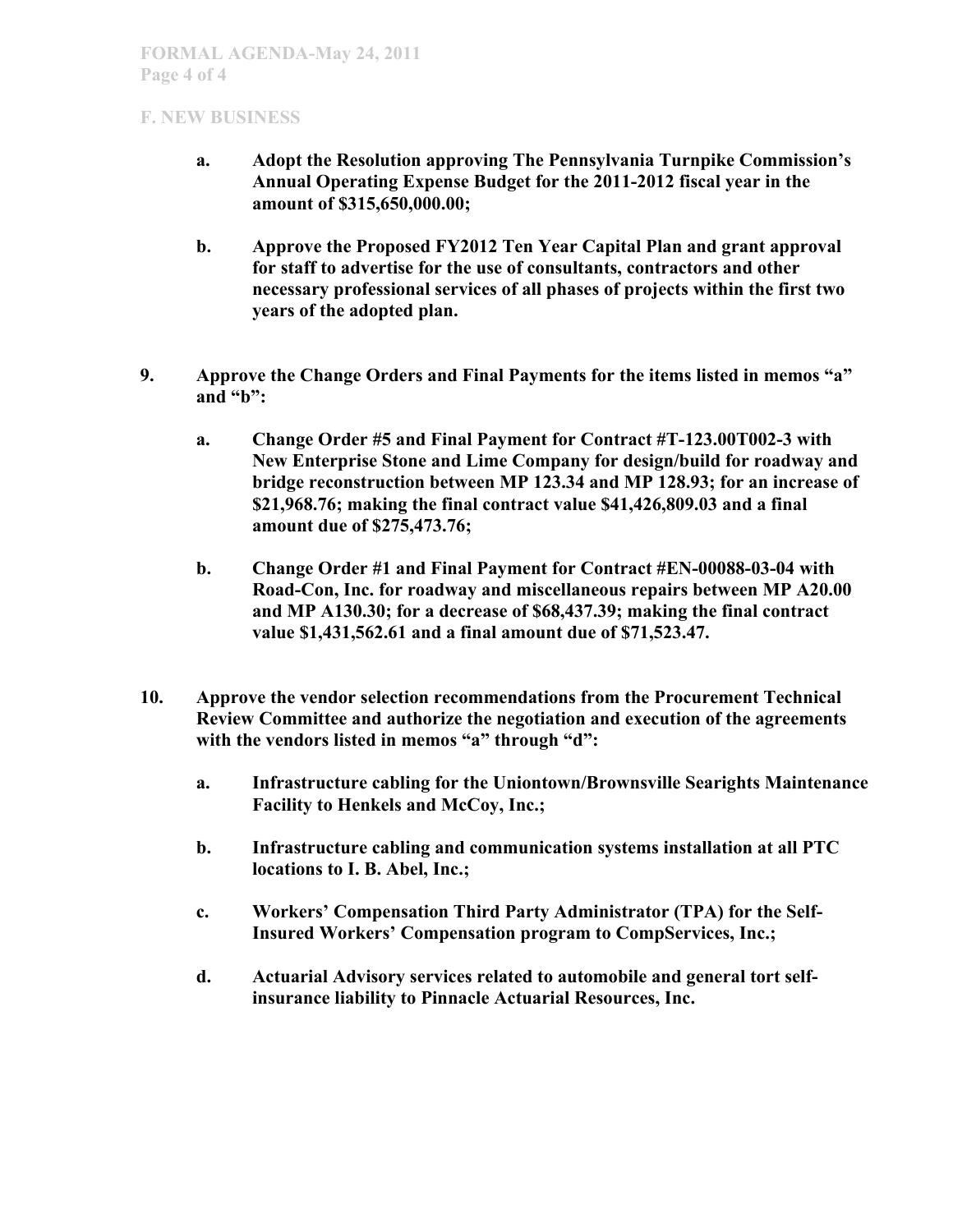**F. NEW BUSINESS**

- **a. Adopt the Resolution approving The Pennsylvania Turnpike Commission's Annual Operating Expense Budget for the 2011-2012 fiscal year in the amount of $315,650,000.00;**

- **b. Approve the Proposed FY2012 Ten Year Capital Plan and grant approval for staff to advertise for the use of consultants, contractors and other necessary professional services of all phases of projects within the first two years of the adopted plan.**

**9. Approve the Change Orders and Final Payments for the items listed in memos "a" and "b":**

- **a. Change Order #5 and Final Payment for Contract #T-123.00T002-3 with New Enterprise Stone and Lime Company for design/build for roadway and bridge reconstruction between MP 123.34 and MP 128.93; for an increase of $21,968.76; making the final contract value $41,426,809.03 and a final amount due of $275,473.76;**

- **b. Change Order #1 and Final Payment for Contract #EN-00088-03-04 with Road-Con, Inc. for roadway and miscellaneous repairs between MP A20.00 and MP A130.30; for a decrease of $68,437.39; making the final contract value $1,431,562.61 and a final amount due of $71,523.47.**

**10. Approve the vendor selection recommendations from the Procurement Technical Review Committee and authorize the negotiation and execution of the agreements with the vendors listed in memos "a" through "d":**

- **a. Infrastructure cabling for the Uniontown/Brownsville Searights Maintenance Facility to Henkels and McCoy, Inc.;**

- **b. Infrastructure cabling and communication systems installation at all PTC locations to I. B. Abel, Inc.;**

- **c. Workers' Compensation Third Party Administrator (TPA) for the Self-Insured Workers' Compensation program to CompServices, Inc.;**

- **d. Actuarial Advisory services related to automobile and general tort self-insurance liability to Pinnacle Actuarial Resources, Inc.**